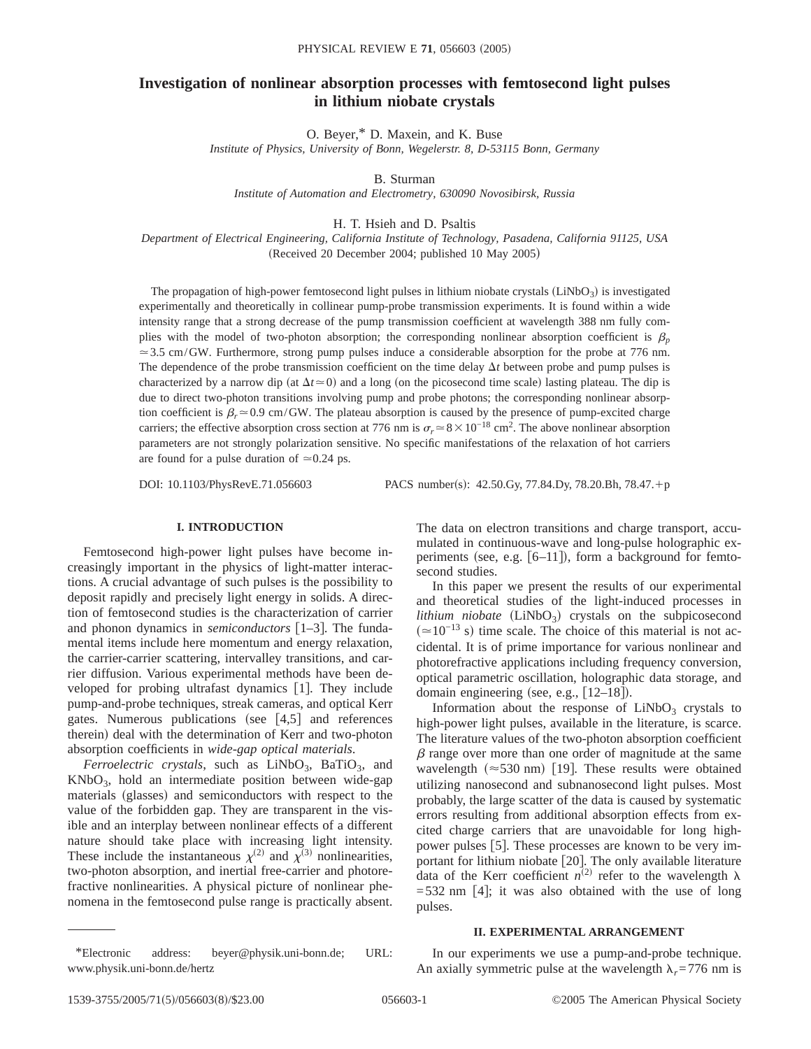# Investigation of nonlinear absorption processes with femtosecond light pulses in lithium niobate crystals

O. Beyer,* D. Maxein, and K. Buse
*Institute of Physics, University of Bonn, Wegelerstr. 8, D-53115 Bonn, Germany*

B. Sturman
*Institute of Automation and Electrometry, 630090 Novosibirsk, Russia*

H. T. Hsieh and D. Psaltis
*Department of Electrical Engineering, California Institute of Technology, Pasadena, California 91125, USA*
(Received 20 December 2004; published 10 May 2005)

The propagation of high-power femtosecond light pulses in lithium niobate crystals ($LiNbO_3$) is investigated experimentally and theoretically in collinear pump-probe transmission experiments. It is found within a wide intensity range that a strong decrease of the pump transmission coefficient at wavelength 388 nm fully complies with the model of two-photon absorption; the corresponding nonlinear absorption coefficient is $\beta_p \simeq 3.5$ cm/GW. Furthermore, strong pump pulses induce a considerable absorption for the probe at 776 nm. The dependence of the probe transmission coefficient on the time delay $\Delta t$ between probe and pump pulses is characterized by a narrow dip (at $\Delta t \simeq 0$) and a long (on the picosecond time scale) lasting plateau. The dip is due to direct two-photon transitions involving pump and probe photons; the corresponding nonlinear absorption coefficient is $\beta_r \simeq 0.9$ cm/GW. The plateau absorption is caused by the presence of pump-excited charge carriers; the effective absorption cross section at 776 nm is $\sigma_r \simeq 8 \times 10^{-18}$ cm$^2$. The above nonlinear absorption parameters are not strongly polarization sensitive. No specific manifestations of the relaxation of hot carriers are found for a pulse duration of $\simeq 0.24$ ps.

DOI: 10.1103/PhysRevE.71.056603 PACS number(s): 42.50.Gy, 77.84.Dy, 78.20.Bh, 78.47.+p

## I. INTRODUCTION

Femtosecond high-power light pulses have become increasingly important in the physics of light-matter interactions. A crucial advantage of such pulses is the possibility to deposit rapidly and precisely light energy in solids. A direction of femtosecond studies is the characterization of carrier and phonon dynamics in *semiconductors* [1–3]. The fundamental items include here momentum and energy relaxation, the carrier-carrier scattering, intervalley transitions, and carrier diffusion. Various experimental methods have been developed for probing ultrafast dynamics [1]. They include pump-and-probe techniques, streak cameras, and optical Kerr gates. Numerous publications (see [4,5] and references therein) deal with the determination of Kerr and two-photon absorption coefficients in *wide-gap optical materials*.

*Ferroelectric crystals*, such as $LiNbO_3$, $BaTiO_3$, and $KNbO_3$, hold an intermediate position between wide-gap materials (glasses) and semiconductors with respect to the value of the forbidden gap. They are transparent in the visible and an interplay between nonlinear effects of a different nature should take place with increasing light intensity. These include the instantaneous $\chi^{(2)}$ and $\chi^{(3)}$ nonlinearities, two-photon absorption, and inertial free-carrier and photorefractive nonlinearities. A physical picture of nonlinear phenomena in the femtosecond pulse range is practically absent. The data on electron transitions and charge transport, accumulated in continuous-wave and long-pulse holographic experiments (see, e.g. [6–11]), form a background for femtosecond studies.

In this paper we present the results of our experimental and theoretical studies of the light-induced processes in *lithium niobate* ($LiNbO_3$) crystals on the subpicosecond ($\simeq 10^{-13}$ s) time scale. The choice of this material is not accidental. It is of prime importance for various nonlinear and photorefractive applications including frequency conversion, optical parametric oscillation, holographic data storage, and domain engineering (see, e.g., [12–18]).

Information about the response of $LiNbO_3$ crystals to high-power light pulses, available in the literature, is scarce. The literature values of the two-photon absorption coefficient $\beta$ range over more than one order of magnitude at the same wavelength ($\approx 530$ nm) [19]. These results were obtained utilizing nanosecond and subnanosecond light pulses. Most probably, the large scatter of the data is caused by systematic errors resulting from additional absorption effects from excited charge carriers that are unavoidable for long high-power pulses [5]. These processes are known to be very important for lithium niobate [20]. The only available literature data of the Kerr coefficient $n^{(2)}$ refer to the wavelength $\lambda = 532$ nm [4]; it was also obtained with the use of long pulses.

## II. EXPERIMENTAL ARRANGEMENT

In our experiments we use a pump-and-probe technique. An axially symmetric pulse at the wavelength $\lambda_r = 776$ nm is

*Electronic address: beyer@physik.uni-bonn.de; URL: www.physik.uni-bonn.de/hertz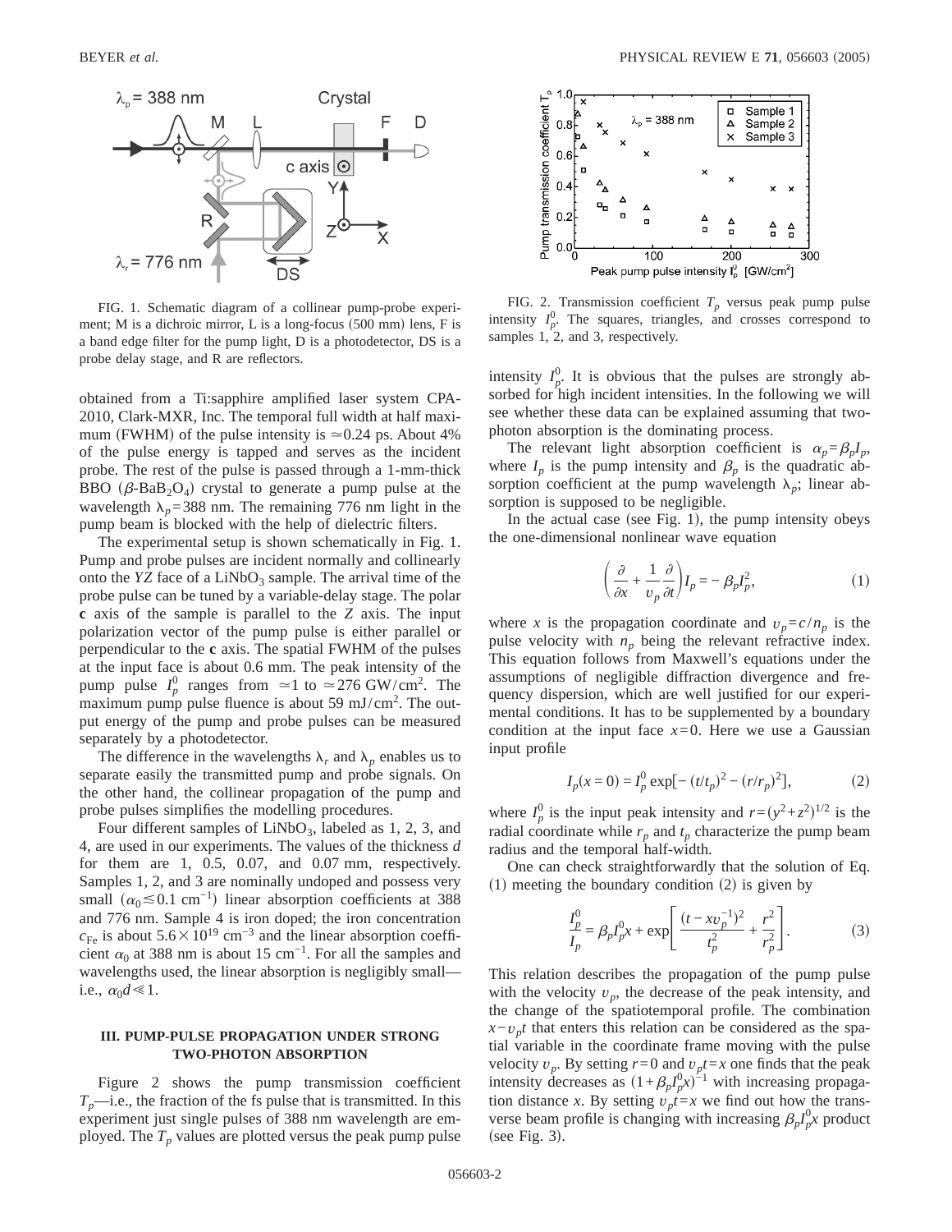λp = 388 nm
M
L
Crystal
F
D
c axis
Y
R
Z
X
λr = 776 nm
DS

FIG. 1. Schematic diagram of a collinear pump-probe experiment; M is a dichroic mirror, L is a long-focus (500 mm) lens, F is a band edge filter for the pump light, D is a photodetector, DS is a probe delay stage, and R are reflectors.

obtained from a Ti:sapphire amplified laser system CPA-2010, Clark-MXR, Inc. The temporal full width at half maximum (FWHM) of the pulse intensity is $\simeq 0.24$ ps. About 4% of the pulse energy is tapped and serves as the incident probe. The rest of the pulse is passed through a 1-mm-thick BBO ($\beta$-$BaB_2O_4$) crystal to generate a pump pulse at the wavelength $\lambda_p = 388$ nm. The remaining 776 nm light in the pump beam is blocked with the help of dielectric filters.

The experimental setup is shown schematically in Fig. 1. Pump and probe pulses are incident normally and collinearly onto the *YZ* face of a $LiNbO_3$ sample. The arrival time of the probe pulse can be tuned by a variable-delay stage. The polar **c** axis of the sample is parallel to the *Z* axis. The input polarization vector of the pump pulse is either parallel or perpendicular to the **c** axis. The spatial FWHM of the pulses at the input face is about 0.6 mm. The peak intensity of the pump pulse $I_p^0$ ranges from $\simeq 1$ to $\simeq 276$ GW/cm$^2$. The maximum pump pulse fluence is about 59 mJ/cm$^2$. The output energy of the pump and probe pulses can be measured separately by a photodetector.

The difference in the wavelengths $\lambda_r$ and $\lambda_p$ enables us to separate easily the transmitted pump and probe signals. On the other hand, the collinear propagation of the pump and probe pulses simplifies the modelling procedures.

Four different samples of $LiNbO_3$, labeled as 1, 2, 3, and 4, are used in our experiments. The values of the thickness $d$ for them are 1, 0.5, 0.07, and 0.07 mm, respectively. Samples 1, 2, and 3 are nominally undoped and possess very small ($\alpha_0 \lesssim 0.1$ cm$^{-1}$) linear absorption coefficients at 388 and 776 nm. Sample 4 is iron doped; the iron concentration $c_{Fe}$ is about $5.6 \times 10^{19}$ cm$^{-3}$ and the linear absorption coefficient $\alpha_0$ at 388 nm is about 15 cm$^{-1}$. For all the samples and wavelengths used, the linear absorption is negligibly small—i.e., $\alpha_0 d \ll 1$.

### III. PUMP-PULSE PROPAGATION UNDER STRONG TWO-PHOTON ABSORPTION

Figure 2 shows the pump transmission coefficient $T_p$—i.e., the fraction of the fs pulse that is transmitted. In this experiment just single pulses of 388 nm wavelength are employed. The $T_p$ values are plotted versus the peak pump pulse

Pump transmission coefficient $T_p$
λp = 388 nm
Sample 1
Sample 2
Sample 3
Peak pump pulse intensity $I_p^0$ [GW/cm$^2$]
0.0
0.2
0.4
0.6
0.8
1.0
0
100
200
300

FIG. 2. Transmission coefficient $T_p$ versus peak pump pulse intensity $I_p^0$. The squares, triangles, and crosses correspond to samples 1, 2, and 3, respectively.

intensity $I_p^0$. It is obvious that the pulses are strongly absorbed for high incident intensities. In the following we will see whether these data can be explained assuming that two-photon absorption is the dominating process.

The relevant light absorption coefficient is $\alpha_p = \beta_p I_p$, where $I_p$ is the pump intensity and $\beta_p$ is the quadratic absorption coefficient at the pump wavelength $\lambda_p$; linear absorption is supposed to be negligible.

In the actual case (see Fig. 1), the pump intensity obeys the one-dimensional nonlinear wave equation

$$\left(\frac{\partial}{\partial x} + \frac{1}{v_p}\frac{\partial}{\partial t}\right) I_p = -\beta_p I_p^2, \tag{1}$$

where $x$ is the propagation coordinate and $v_p = c/n_p$ is the pulse velocity with $n_p$ being the relevant refractive index. This equation follows from Maxwell's equations under the assumptions of negligible diffraction divergence and frequency dispersion, which are well justified for our experimental conditions. It has to be supplemented by a boundary condition at the input face $x=0$. Here we use a Gaussian input profile

$$I_p(x=0) = I_p^0 \exp[-(t/t_p)^2 - (r/r_p)^2], \tag{2}$$

where $I_p^0$ is the input peak intensity and $r = (y^2 + z^2)^{1/2}$ is the radial coordinate while $r_p$ and $t_p$ characterize the pump beam radius and the temporal half-width.

One can check straightforwardly that the solution of Eq. (1) meeting the boundary condition (2) is given by

$$\frac{I_p^0}{I_p} = \beta_p I_p^0 x + \exp\left[\frac{(t - x v_p^{-1})^2}{t_p^2} + \frac{r^2}{r_p^2}\right]. \tag{3}$$

This relation describes the propagation of the pump pulse with the velocity $v_p$, the decrease of the peak intensity, and the change of the spatiotemporal profile. The combination $x - v_p t$ that enters this relation can be considered as the spatial variable in the coordinate frame moving with the pulse velocity $v_p$. By setting $r=0$ and $v_p t = x$ one finds that the peak intensity decreases as $(1 + \beta_p I_p^0 x)^{-1}$ with increasing propagation distance $x$. By setting $v_p t = x$ we find out how the transverse beam profile is changing with increasing $\beta_p I_p^0 x$ product (see Fig. 3).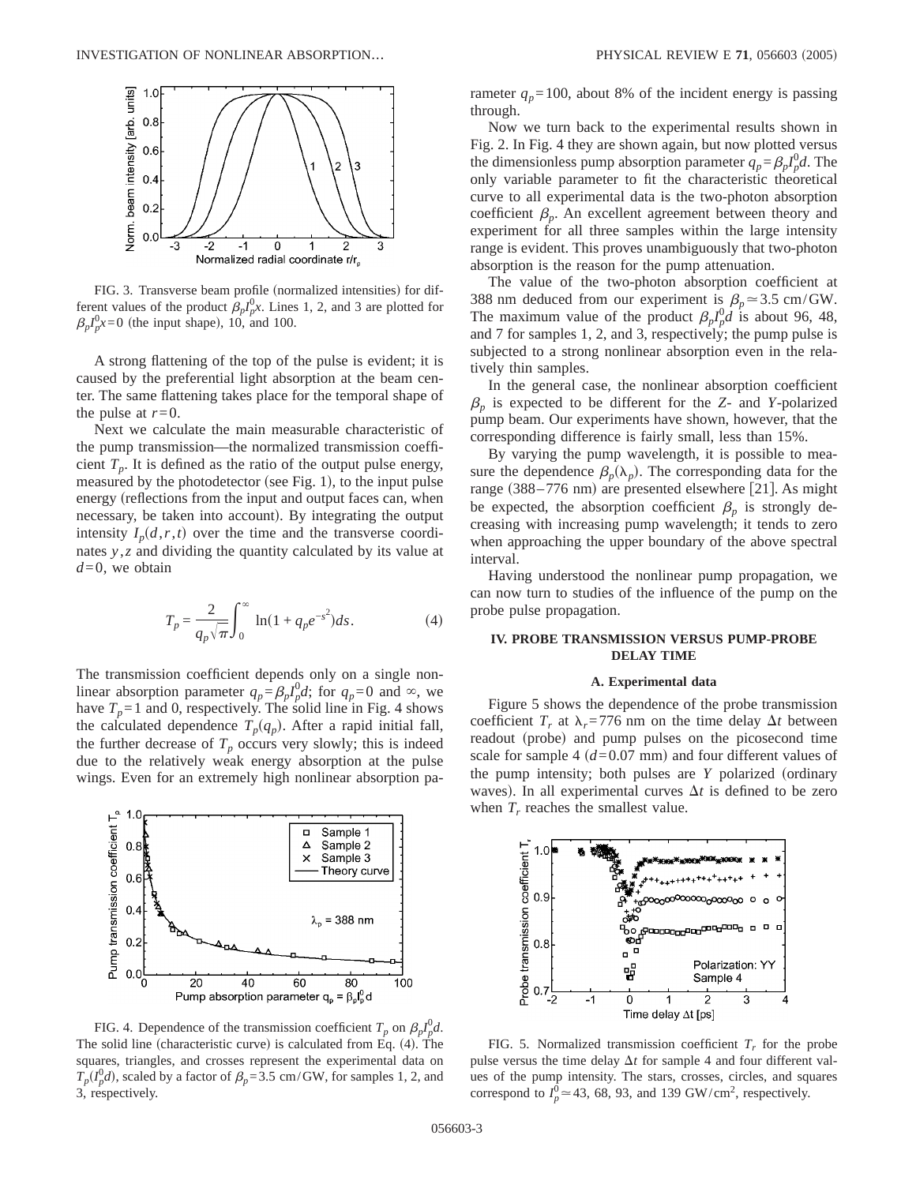1.0
0.8
0.6
0.4
0.2
0.0
Norm. beam intensity [arb. units]
-3 -2 -1 0 1 2 3
Normalized radial coordinate $r/r_p$
1 2 3

FIG. 3. Transverse beam profile (normalized intensities) for different values of the product $\beta_p I_p^0 x$. Lines 1, 2, and 3 are plotted for $\beta_p I_p^0 x = 0$ (the input shape), 10, and 100.

A strong flattening of the top of the pulse is evident; it is caused by the preferential light absorption at the beam center. The same flattening takes place for the temporal shape of the pulse at $r=0$.

Next we calculate the main measurable characteristic of the pump transmission—the normalized transmission coefficient $T_p$. It is defined as the ratio of the output pulse energy, measured by the photodetector (see Fig. 1), to the input pulse energy (reflections from the input and output faces can, when necessary, be taken into account). By integrating the output intensity $I_p(d,r,t)$ over the time and the transverse coordinates $y,z$ and dividing the quantity calculated by its value at $d=0$, we obtain

$$T_p = \frac{2}{q_p\sqrt{\pi}}\int_0^\infty \ln(1 + q_p e^{-s^2})ds. \tag{4}$$

The transmission coefficient depends only on a single nonlinear absorption parameter $q_p = \beta_p I_p^0 d$; for $q_p = 0$ and $\infty$, we have $T_p = 1$ and 0, respectively. The solid line in Fig. 4 shows the calculated dependence $T_p(q_p)$. After a rapid initial fall, the further decrease of $T_p$ occurs very slowly; this is indeed due to the relatively weak energy absorption at the pulse wings. Even for an extremely high nonlinear absorption parameter $q_p = 100$, about 8% of the incident energy is passing through.

1.0
0.8
0.6
0.4
0.2
0.0
Pump transmission coefficient $T_p$
0 20 40 60 80 100
Pump absorption parameter $q_p = \beta_p I_p^0 d$
Sample 1
Sample 2
Sample 3
Theory curve
$\lambda_p = 388$ nm

FIG. 4. Dependence of the transmission coefficient $T_p$ on $\beta_p I_p^0 d$. The solid line (characteristic curve) is calculated from Eq. (4). The squares, triangles, and crosses represent the experimental data on $T_p(I_p^0 d)$, scaled by a factor of $\beta_p = 3.5$ cm/GW, for samples 1, 2, and 3, respectively.

Now we turn back to the experimental results shown in Fig. 2. In Fig. 4 they are shown again, but now plotted versus the dimensionless pump absorption parameter $q_p = \beta_p I_p^0 d$. The only variable parameter to fit the characteristic theoretical curve to all experimental data is the two-photon absorption coefficient $\beta_p$. An excellent agreement between theory and experiment for all three samples within the large intensity range is evident. This proves unambiguously that two-photon absorption is the reason for the pump attenuation.

The value of the two-photon absorption coefficient at 388 nm deduced from our experiment is $\beta_p \simeq 3.5$ cm/GW. The maximum value of the product $\beta_p I_p^0 d$ is about 96, 48, and 7 for samples 1, 2, and 3, respectively; the pump pulse is subjected to a strong nonlinear absorption even in the relatively thin samples.

In the general case, the nonlinear absorption coefficient $\beta_p$ is expected to be different for the $Z$- and $Y$-polarized pump beam. Our experiments have shown, however, that the corresponding difference is fairly small, less than 15%.

By varying the pump wavelength, it is possible to measure the dependence $\beta_p(\lambda_p)$. The corresponding data for the range (388–776 nm) are presented elsewhere [21]. As might be expected, the absorption coefficient $\beta_p$ is strongly decreasing with increasing pump wavelength; it tends to zero when approaching the upper boundary of the above spectral interval.

Having understood the nonlinear pump propagation, we can now turn to studies of the influence of the pump on the probe pulse propagation.

## IV. PROBE TRANSMISSION VERSUS PUMP-PROBE DELAY TIME

### A. Experimental data

Figure 5 shows the dependence of the probe transmission coefficient $T_r$ at $\lambda_r = 776$ nm on the time delay $\Delta t$ between readout (probe) and pump pulses on the picosecond time scale for sample 4 ($d = 0.07$ mm) and four different values of the pump intensity; both pulses are $Y$ polarized (ordinary waves). In all experimental curves $\Delta t$ is defined to be zero when $T_r$ reaches the smallest value.

1.0
0.9
0.8
0.7
Probe transmission coefficient $T_r$
-2 -1 0 1 2 3 4
Time delay $\Delta t$ [ps]
Polarization: YY
Sample 4

FIG. 5. Normalized transmission coefficient $T_r$ for the probe pulse versus the time delay $\Delta t$ for sample 4 and four different values of the pump intensity. The stars, crosses, circles, and squares correspond to $I_p^0 \simeq 43$, 68, 93, and 139 GW/cm$^2$, respectively.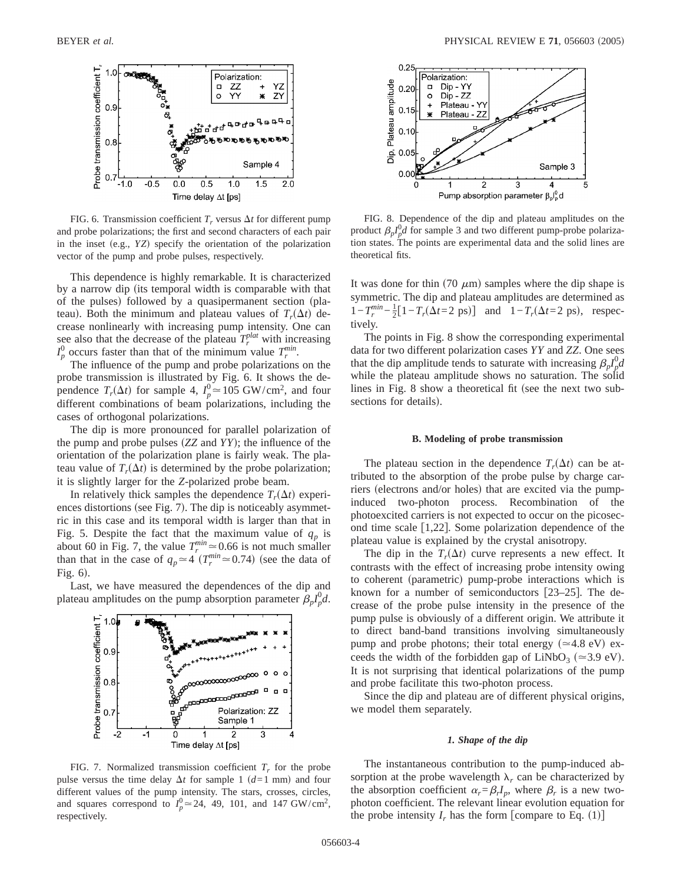Probe transmission coefficient $T_r$

Polarization:
ZZ
YY
YZ
ZY

Sample 4

Time delay Δt [ps]

-1.0 -0.5 0.0 0.5 1.0 1.5 2.0

0.7 0.8 0.9 1.0

FIG. 6. Transmission coefficient $T_r$ versus $\Delta t$ for different pump and probe polarizations; the first and second characters of each pair in the inset (e.g., *YZ*) specify the orientation of the polarization vector of the pump and probe pulses, respectively.

This dependence is highly remarkable. It is characterized by a narrow dip (its temporal width is comparable with that of the pulses) followed by a quasipermanent section (plateau). Both the minimum and plateau values of $T_r(\Delta t)$ decrease nonlinearly with increasing pump intensity. One can see also that the decrease of the plateau $T_r^{plat}$ with increasing $I_p^0$ occurs faster than that of the minimum value $T_r^{min}$.

The influence of the pump and probe polarizations on the probe transmission is illustrated by Fig. 6. It shows the dependence $T_r(\Delta t)$ for sample 4, $I_p^0 \simeq 105$ GW/cm$^2$, and four different combinations of beam polarizations, including the cases of orthogonal polarizations.

The dip is more pronounced for parallel polarization of the pump and probe pulses (*ZZ* and *YY*); the influence of the orientation of the polarization plane is fairly weak. The plateau value of $T_r(\Delta t)$ is determined by the probe polarization; it is slightly larger for the *Z*-polarized probe beam.

In relatively thick samples the dependence $T_r(\Delta t)$ experiences distortions (see Fig. 7). The dip is noticeably asymmetric in this case and its temporal width is larger than that in Fig. 5. Despite the fact that the maximum value of $q_p$ is about 60 in Fig. 7, the value $T_r^{min} \simeq 0.66$ is not much smaller than that in the case of $q_p \simeq 4$ ($T_r^{min} \simeq 0.74$) (see the data of Fig. 6).

Last, we have measured the dependences of the dip and plateau amplitudes on the pump absorption parameter $\beta_p I_p^0 d$.

Probe transmission coefficient $T_r$

Polarization: ZZ
Sample 1

Time delay Δt [ps]

-2 -1 0 1 2 3 4

0.7 0.8 0.9 1.0

FIG. 7. Normalized transmission coefficient $T_r$ for the probe pulse versus the time delay $\Delta t$ for sample 1 ($d$=1 mm) and four different values of the pump intensity. The stars, crosses, circles, and squares correspond to $I_p^0 \simeq 24$, 49, 101, and 147 GW/cm$^2$, respectively.

Dip, Plateau amplitude

Polarization:
Dip - YY
Dip - ZZ
Plateau - YY
Plateau - ZZ

Sample 3

Pump absorption parameter $\beta_p I_p^0 d$

0 1 2 3 4 5

0.00 0.05 0.10 0.15 0.20 0.25

FIG. 8. Dependence of the dip and plateau amplitudes on the product $\beta_p I_p^0 d$ for sample 3 and two different pump-probe polarization states. The points are experimental data and the solid lines are theoretical fits.

It was done for thin (70 μm) samples where the dip shape is symmetric. The dip and plateau amplitudes are determined as $1 - T_r^{min} - \frac{1}{2}[1 - T_r(\Delta t = 2 \text{ ps})]$ and $1 - T_r(\Delta t = 2 \text{ ps})$, respectively.

The points in Fig. 8 show the corresponding experimental data for two different polarization cases *YY* and *ZZ*. One sees that the dip amplitude tends to saturate with increasing $\beta_p I_p^0 d$ while the plateau amplitude shows no saturation. The solid lines in Fig. 8 show a theoretical fit (see the next two subsections for details).

#### B. Modeling of probe transmission

The plateau section in the dependence $T_r(\Delta t)$ can be attributed to the absorption of the probe pulse by charge carriers (electrons and/or holes) that are excited via the pump-induced two-photon process. Recombination of the photoexcited carriers is not expected to occur on the picosecond time scale [1,22]. Some polarization dependence of the plateau value is explained by the crystal anisotropy.

The dip in the $T_r(\Delta t)$ curve represents a new effect. It contrasts with the effect of increasing probe intensity owing to coherent (parametric) pump-probe interactions which is known for a number of semiconductors [23–25]. The decrease of the probe pulse intensity in the presence of the pump pulse is obviously of a different origin. We attribute it to direct band-band transitions involving simultaneously pump and probe photons; their total energy ($\simeq$4.8 eV) exceeds the width of the forbidden gap of $LiNbO_3$ ($\simeq$3.9 eV). It is not surprising that identical polarizations of the pump and probe facilitate this two-photon process.

Since the dip and plateau are of different physical origins, we model them separately.

##### *1. Shape of the dip*

The instantaneous contribution to the pump-induced absorption at the probe wavelength $\lambda_r$ can be characterized by the absorption coefficient $\alpha_r = \beta_r I_p$, where $\beta_r$ is a new two-photon coefficient. The relevant linear evolution equation for the probe intensity $I_r$ has the form [compare to Eq. (1)]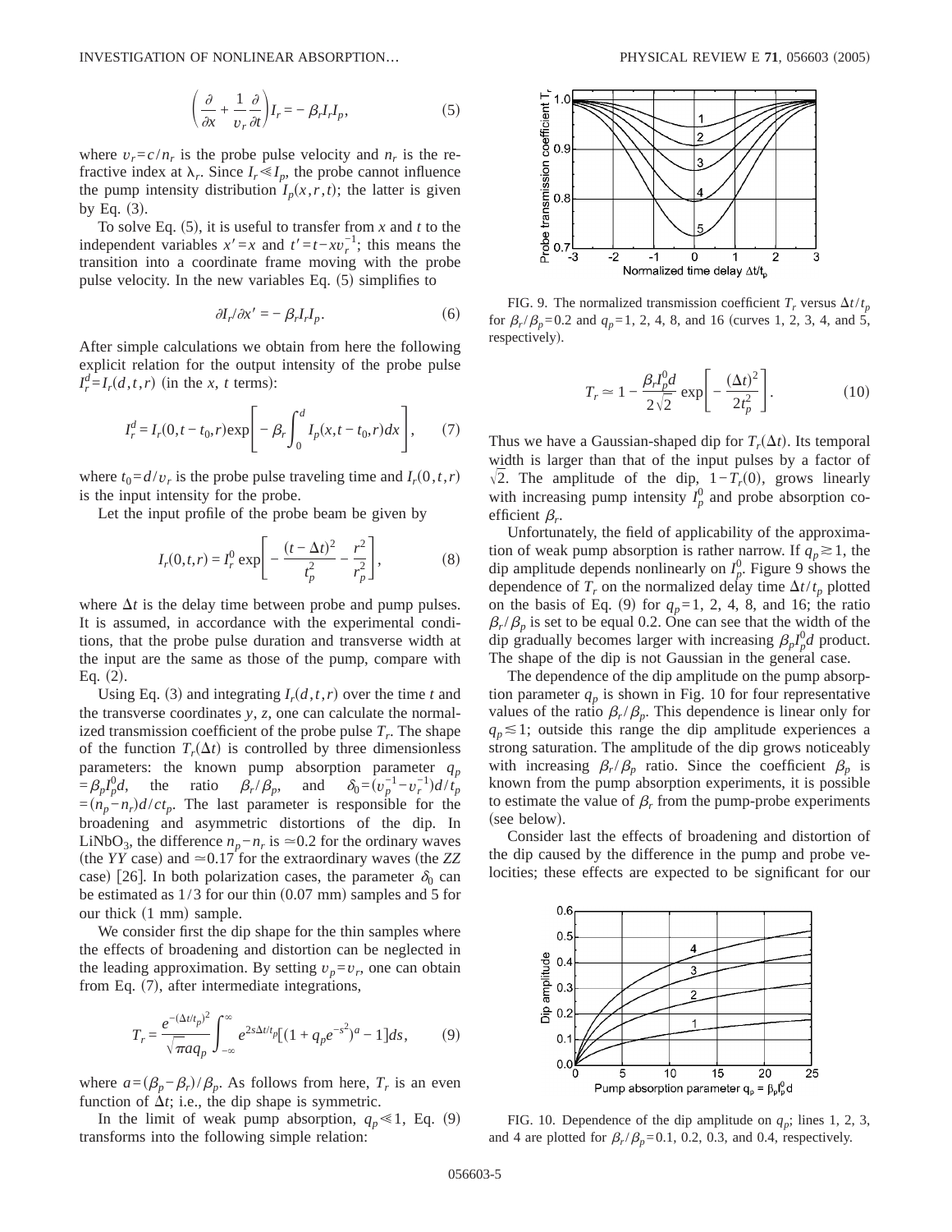$$\left(\frac{\partial}{\partial x}+\frac{1}{v_r}\frac{\partial}{\partial t}\right)I_r=-\beta_r I_r I_p, \tag{5}$$

where $v_r = c/n_r$ is the probe pulse velocity and $n_r$ is the refractive index at $\lambda_r$. Since $I_r \ll I_p$, the probe cannot influence the pump intensity distribution $I_p(x,r,t)$; the latter is given by Eq. (3).

To solve Eq. (5), it is useful to transfer from $x$ and $t$ to the independent variables $x' = x$ and $t' = t - xv_r^{-1}$; this means the transition into a coordinate frame moving with the probe pulse velocity. In the new variables Eq. (5) simplifies to

$$\partial I_r/\partial x' = -\beta_r I_r I_p. \tag{6}$$

After simple calculations we obtain from here the following explicit relation for the output intensity of the probe pulse $I_r^d = I_r(d,t,r)$ (in the $x$, $t$ terms):

$$I_r^d = I_r(0,t-t_0,r)\exp\left[-\beta_r\int_0^d I_p(x,t-t_0,r)dx\right], \tag{7}$$

where $t_0 = d/v_r$ is the probe pulse traveling time and $I_r(0,t,r)$ is the input intensity for the probe.

Let the input profile of the probe beam be given by

$$I_r(0,t,r) = I_r^0 \exp\left[-\frac{(t-\Delta t)^2}{t_p^2}-\frac{r^2}{r_p^2}\right], \tag{8}$$

where $\Delta t$ is the delay time between probe and pump pulses. It is assumed, in accordance with the experimental conditions, that the probe pulse duration and transverse width at the input are the same as those of the pump, compare with Eq. (2).

Using Eq. (3) and integrating $I_r(d,t,r)$ over the time $t$ and the transverse coordinates $y$, $z$, one can calculate the normalized transmission coefficient of the probe pulse $T_r$. The shape of the function $T_r(\Delta t)$ is controlled by three dimensionless parameters: the known pump absorption parameter $q_p = \beta_p I_p^0 d$, the ratio $\beta_r/\beta_p$, and $\delta_0 = (v_p^{-1} - v_r^{-1})d/t_p = (n_p - n_r)d/ct_p$. The last parameter is responsible for the broadening and asymmetric distortions of the dip. In $LiNbO_3$, the difference $n_p - n_r$ is $\simeq 0.2$ for the ordinary waves (the $YY$ case) and $\simeq 0.17$ for the extraordinary waves (the $ZZ$ case) [26]. In both polarization cases, the parameter $\delta_0$ can be estimated as 1/3 for our thin (0.07 mm) samples and 5 for our thick (1 mm) sample.

We consider first the dip shape for the thin samples where the effects of broadening and distortion can be neglected in the leading approximation. By setting $v_p = v_r$, one can obtain from Eq. (7), after intermediate integrations,

$$T_r = \frac{e^{-(\Delta t/t_p)^2}}{\sqrt{\pi}aq_p}\int_{-\infty}^{\infty} e^{2s\Delta t/t_p}[(1+q_p e^{-s^2})^a - 1]ds, \tag{9}$$

where $a = (\beta_p - \beta_r)/\beta_p$. As follows from here, $T_r$ is an even function of $\Delta t$; i.e., the dip shape is symmetric.

In the limit of weak pump absorption, $q_p \ll 1$, Eq. (9) transforms into the following simple relation:

Probe transmission coefficient $T_r$

Normalized time delay $\Delta t/t_p$

1.0, 0.9, 0.8, 0.7

-3, -2, -1, 0, 1, 2, 3

1, 2, 3, 4, 5

FIG. 9. The normalized transmission coefficient $T_r$ versus $\Delta t/t_p$ for $\beta_r/\beta_p = 0.2$ and $q_p = 1$, 2, 4, 8, and 16 (curves 1, 2, 3, 4, and 5, respectively).

$$T_r \simeq 1 - \frac{\beta_r I_p^0 d}{2\sqrt{2}}\exp\left[-\frac{(\Delta t)^2}{2t_p^2}\right]. \tag{10}$$

Thus we have a Gaussian-shaped dip for $T_r(\Delta t)$. Its temporal width is larger than that of the input pulses by a factor of $\sqrt{2}$. The amplitude of the dip, $1 - T_r(0)$, grows linearly with increasing pump intensity $I_p^0$ and probe absorption coefficient $\beta_r$.

Unfortunately, the field of applicability of the approximation of weak pump absorption is rather narrow. If $q_p \gtrsim 1$, the dip amplitude depends nonlinearly on $I_p^0$. Figure 9 shows the dependence of $T_r$ on the normalized delay time $\Delta t/t_p$ plotted on the basis of Eq. (9) for $q_p = 1$, 2, 4, 8, and 16; the ratio $\beta_r/\beta_p$ is set to be equal 0.2. One can see that the width of the dip gradually becomes larger with increasing $\beta_p I_p^0 d$ product. The shape of the dip is not Gaussian in the general case.

The dependence of the dip amplitude on the pump absorption parameter $q_p$ is shown in Fig. 10 for four representative values of the ratio $\beta_r/\beta_p$. This dependence is linear only for $q_p \lesssim 1$; outside this range the dip amplitude experiences a strong saturation. The amplitude of the dip grows noticeably with increasing $\beta_r/\beta_p$ ratio. Since the coefficient $\beta_p$ is known from the pump absorption experiments, it is possible to estimate the value of $\beta_r$ from the pump-probe experiments (see below).

Consider last the effects of broadening and distortion of the dip caused by the difference in the pump and probe velocities; these effects are expected to be significant for our

Dip amplitude

Pump absorption parameter $q_p = \beta_p I_p^0 d$

0.0, 0.1, 0.2, 0.3, 0.4, 0.5, 0.6

0, 5, 10, 15, 20, 25

1, 2, 3, 4

FIG. 10. Dependence of the dip amplitude on $q_p$; lines 1, 2, 3, and 4 are plotted for $\beta_r/\beta_p = 0.1$, 0.2, 0.3, and 0.4, respectively.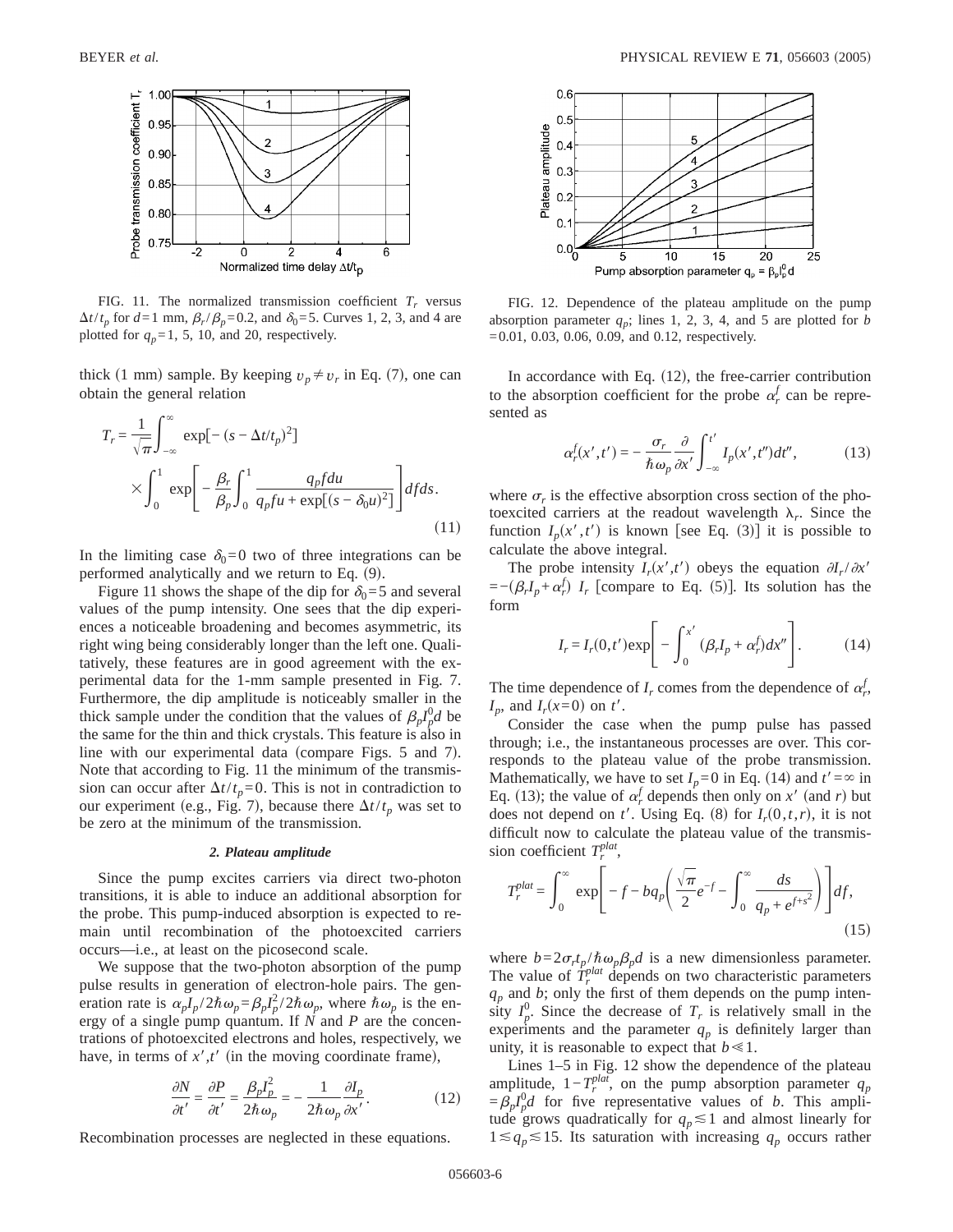Probe transmission coefficient $T_r$

1.00
0.95
0.90
0.85
0.80
0.75

-2 0 2 4 6

Normalized time delay $\Delta t/t_p$

1 2 3 4

FIG. 11. The normalized transmission coefficient $T_r$ versus $\Delta t/t_p$ for $d=1$ mm, $\beta_r/\beta_p=0.2$, and $\delta_0=5$. Curves 1, 2, 3, and 4 are plotted for $q_p=1$, 5, 10, and 20, respectively.

Plateau amplitude

0.6
0.5
0.4
0.3
0.2
0.1
0.0

0 5 10 15 20 25

Pump absorption parameter $q_p = \beta_p I_p^0 d$

1 2 3 4 5

FIG. 12. Dependence of the plateau amplitude on the pump absorption parameter $q_p$; lines 1, 2, 3, 4, and 5 are plotted for $b = 0.01$, 0.03, 0.06, 0.09, and 0.12, respectively.

thick (1 mm) sample. By keeping $v_p \neq v_r$ in Eq. (7), one can obtain the general relation

$$T_r = \frac{1}{\sqrt{\pi}} \int_{-\infty}^{\infty} \exp[-(s - \Delta t/t_p)^2] \times \int_0^1 \exp\left[-\frac{\beta_r}{\beta_p} \int_0^1 \frac{q_p f du}{q_p f u + \exp[(s - \delta_0 u)^2]}\right] df ds. \tag{11}$$

In the limiting case $\delta_0=0$ two of three integrations can be performed analytically and we return to Eq. (9).

Figure 11 shows the shape of the dip for $\delta_0=5$ and several values of the pump intensity. One sees that the dip experiences a noticeable broadening and becomes asymmetric, its right wing being considerably longer than the left one. Qualitatively, these features are in good agreement with the experimental data for the 1-mm sample presented in Fig. 7. Furthermore, the dip amplitude is noticeably smaller in the thick sample under the condition that the values of $\beta_p I_p^0 d$ be the same for the thin and thick crystals. This feature is also in line with our experimental data (compare Figs. 5 and 7). Note that according to Fig. 11 the minimum of the transmission can occur after $\Delta t/t_p=0$. This is not in contradiction to our experiment (e.g., Fig. 7), because there $\Delta t/t_p$ was set to be zero at the minimum of the transmission.

### 2. Plateau amplitude

Since the pump excites carriers via direct two-photon transitions, it is able to induce an additional absorption for the probe. This pump-induced absorption is expected to remain until recombination of the photoexcited carriers occurs—i.e., at least on the picosecond scale.

We suppose that the two-photon absorption of the pump pulse results in generation of electron-hole pairs. The generation rate is $\alpha_p I_p / 2\hbar\omega_p = \beta_p I_p^2 / 2\hbar\omega_p$, where $\hbar\omega_p$ is the energy of a single pump quantum. If $N$ and $P$ are the concentrations of photoexcited electrons and holes, respectively, we have, in terms of $x', t'$ (in the moving coordinate frame),

$$\frac{\partial N}{\partial t'} = \frac{\partial P}{\partial t'} = \frac{\beta_p I_p^2}{2\hbar\omega_p} = -\frac{1}{2\hbar\omega_p} \frac{\partial I_p}{\partial x'}. \tag{12}$$

Recombination processes are neglected in these equations.

In accordance with Eq. (12), the free-carrier contribution to the absorption coefficient for the probe $\alpha_r^f$ can be represented as

$$\alpha_r^f(x', t') = -\frac{\sigma_r}{\hbar\omega_p} \frac{\partial}{\partial x'} \int_{-\infty}^{t'} I_p(x', t'') dt'', \tag{13}$$

where $\sigma_r$ is the effective absorption cross section of the photoexcited carriers at the readout wavelength $\lambda_r$. Since the function $I_p(x', t')$ is known [see Eq. (3)] it is possible to calculate the above integral.

The probe intensity $I_r(x', t')$ obeys the equation $\partial I_r / \partial x' = -(\beta_r I_p + \alpha_r^f) I_r$ [compare to Eq. (5)]. Its solution has the form

$$I_r = I_r(0, t') \exp\left[-\int_0^{x'} (\beta_r I_p + \alpha_r^f) dx''\right]. \tag{14}$$

The time dependence of $I_r$ comes from the dependence of $\alpha_r^f$, $I_p$, and $I_r(x=0)$ on $t'$.

Consider the case when the pump pulse has passed through; i.e., the instantaneous processes are over. This corresponds to the plateau value of the probe transmission. Mathematically, we have to set $I_p=0$ in Eq. (14) and $t'=\infty$ in Eq. (13); the value of $\alpha_r^f$ depends then only on $x'$ (and $r$) but does not depend on $t'$. Using Eq. (8) for $I_r(0, t, r)$, it is not difficult now to calculate the plateau value of the transmission coefficient $T_r^{plat}$,

$$T_r^{plat} = \int_0^{\infty} \exp\left[-f - b q_p \left(\frac{\sqrt{\pi}}{2} e^{-f} - \int_0^{\infty} \frac{ds}{q_p + e^{f+s^2}}\right)\right] df, \tag{15}$$

where $b = 2\sigma_r t_p / \hbar\omega_p \beta_p d$ is a new dimensionless parameter. The value of $T_r^{plat}$ depends on two characteristic parameters $q_p$ and $b$; only the first of them depends on the pump intensity $I_p^0$. Since the decrease of $T_r$ is relatively small in the experiments and the parameter $q_p$ is definitely larger than unity, it is reasonable to expect that $b \ll 1$.

Lines 1–5 in Fig. 12 show the dependence of the plateau amplitude, $1 - T_r^{plat}$, on the pump absorption parameter $q_p = \beta_p I_p^0 d$ for five representative values of $b$. This amplitude grows quadratically for $q_p \lesssim 1$ and almost linearly for $1 \lesssim q_p \lesssim 15$. Its saturation with increasing $q_p$ occurs rather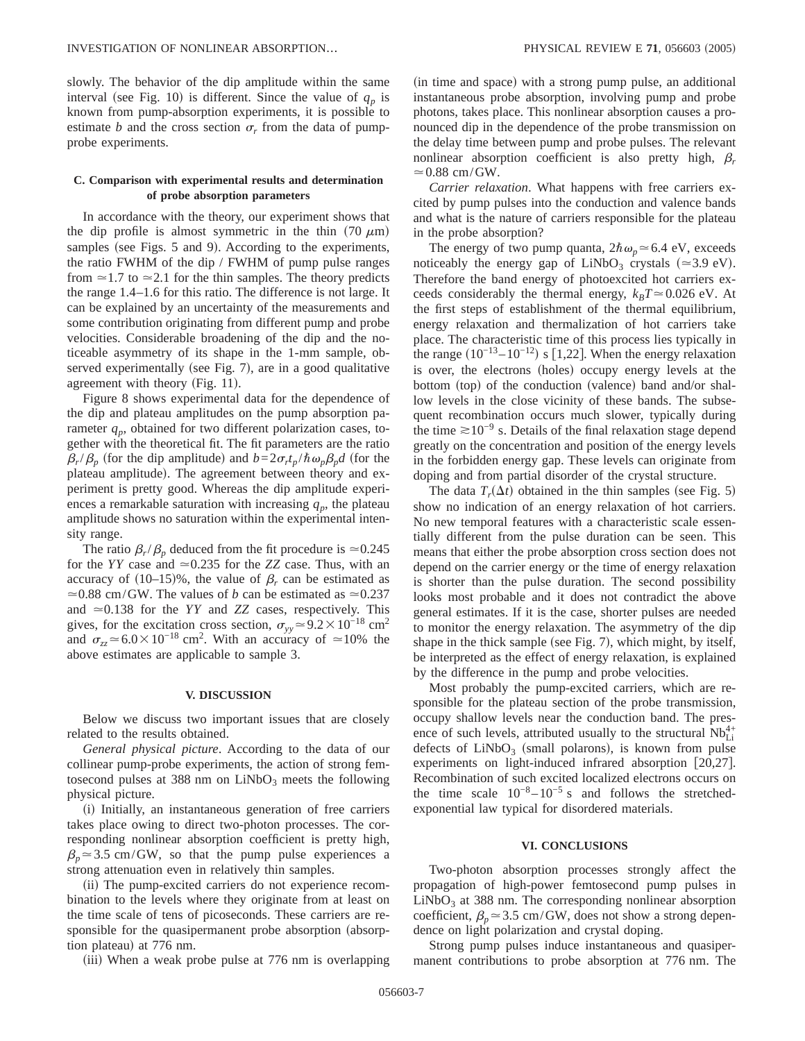slowly. The behavior of the dip amplitude within the same interval (see Fig. 10) is different. Since the value of $q_p$ is known from pump-absorption experiments, it is possible to estimate $b$ and the cross section $\sigma_r$ from the data of pump-probe experiments.

### C. Comparison with experimental results and determination of probe absorption parameters

In accordance with the theory, our experiment shows that the dip profile is almost symmetric in the thin ($70\ \mu$m) samples (see Figs. 5 and 9). According to the experiments, the ratio FWHM of the dip / FWHM of pump pulse ranges from $\simeq 1.7$ to $\simeq 2.1$ for the thin samples. The theory predicts the range 1.4–1.6 for this ratio. The difference is not large. It can be explained by an uncertainty of the measurements and some contribution originating from different pump and probe velocities. Considerable broadening of the dip and the noticeable asymmetry of its shape in the 1-mm sample, observed experimentally (see Fig. 7), are in a good qualitative agreement with theory (Fig. 11).

Figure 8 shows experimental data for the dependence of the dip and plateau amplitudes on the pump absorption parameter $q_p$, obtained for two different polarization cases, together with the theoretical fit. The fit parameters are the ratio $\beta_r/\beta_p$ (for the dip amplitude) and $b=2\sigma_r t_p/\hbar\omega_p\beta_p d$ (for the plateau amplitude). The agreement between theory and experiment is pretty good. Whereas the dip amplitude experiences a remarkable saturation with increasing $q_p$, the plateau amplitude shows no saturation within the experimental intensity range.

The ratio $\beta_r/\beta_p$ deduced from the fit procedure is $\simeq 0.245$ for the *YY* case and $\simeq 0.235$ for the *ZZ* case. Thus, with an accuracy of (10–15)%, the value of $\beta_r$ can be estimated as $\simeq 0.88$ cm/GW. The values of $b$ can be estimated as $\simeq 0.237$ and $\simeq 0.138$ for the *YY* and *ZZ* cases, respectively. This gives, for the excitation cross section, $\sigma_{yy}\simeq 9.2\times 10^{-18}$ cm$^2$ and $\sigma_{zz}\simeq 6.0\times 10^{-18}$ cm$^2$. With an accuracy of $\simeq 10\%$ the above estimates are applicable to sample 3.

## V. DISCUSSION

Below we discuss two important issues that are closely related to the results obtained.

*General physical picture*. According to the data of our collinear pump-probe experiments, the action of strong femtosecond pulses at 388 nm on $LiNbO_3$ meets the following physical picture.

(i) Initially, an instantaneous generation of free carriers takes place owing to direct two-photon processes. The corresponding nonlinear absorption coefficient is pretty high, $\beta_p\simeq 3.5$ cm/GW, so that the pump pulse experiences a strong attenuation even in relatively thin samples.

(ii) The pump-excited carriers do not experience recombination to the levels where they originate from at least on the time scale of tens of picoseconds. These carriers are responsible for the quasipermanent probe absorption (absorption plateau) at 776 nm.

(iii) When a weak probe pulse at 776 nm is overlapping (in time and space) with a strong pump pulse, an additional instantaneous probe absorption, involving pump and probe photons, takes place. This nonlinear absorption causes a pronounced dip in the dependence of the probe transmission on the delay time between pump and probe pulses. The relevant nonlinear absorption coefficient is also pretty high, $\beta_r\simeq 0.88$ cm/GW.

*Carrier relaxation*. What happens with free carriers excited by pump pulses into the conduction and valence bands and what is the nature of carriers responsible for the plateau in the probe absorption?

The energy of two pump quanta, $2\hbar\omega_p\simeq 6.4$ eV, exceeds noticeably the energy gap of $LiNbO_3$ crystals ($\simeq 3.9$ eV). Therefore the band energy of photoexcited hot carriers exceeds considerably the thermal energy, $k_BT\simeq 0.026$ eV. At the first steps of establishment of the thermal equilibrium, energy relaxation and thermalization of hot carriers take place. The characteristic time of this process lies typically in the range $(10^{-13}-10^{-12})$ s [1,22]. When the energy relaxation is over, the electrons (holes) occupy energy levels at the bottom (top) of the conduction (valence) band and/or shallow levels in the close vicinity of these bands. The subsequent recombination occurs much slower, typically during the time $\gtrsim 10^{-9}$ s. Details of the final relaxation stage depend greatly on the concentration and position of the energy levels in the forbidden energy gap. These levels can originate from doping and from partial disorder of the crystal structure.

The data $T_r(\Delta t)$ obtained in the thin samples (see Fig. 5) show no indication of an energy relaxation of hot carriers. No new temporal features with a characteristic scale essentially different from the pulse duration can be seen. This means that either the probe absorption cross section does not depend on the carrier energy or the time of energy relaxation is shorter than the pulse duration. The second possibility looks most probable and it does not contradict the above general estimates. If it is the case, shorter pulses are needed to monitor the energy relaxation. The asymmetry of the dip shape in the thick sample (see Fig. 7), which might, by itself, be interpreted as the effect of energy relaxation, is explained by the difference in the pump and probe velocities.

Most probably the pump-excited carriers, which are responsible for the plateau section of the probe transmission, occupy shallow levels near the conduction band. The presence of such levels, attributed usually to the structural $Nb_{Li}^{4+}$ defects of $LiNbO_3$ (small polarons), is known from pulse experiments on light-induced infrared absorption [20,27]. Recombination of such excited localized electrons occurs on the time scale $10^{-8}-10^{-5}$ s and follows the stretched-exponential law typical for disordered materials.

## VI. CONCLUSIONS

Two-photon absorption processes strongly affect the propagation of high-power femtosecond pump pulses in $LiNbO_3$ at 388 nm. The corresponding nonlinear absorption coefficient, $\beta_p\simeq 3.5$ cm/GW, does not show a strong dependence on light polarization and crystal doping.

Strong pump pulses induce instantaneous and quasipermanent contributions to probe absorption at 776 nm. The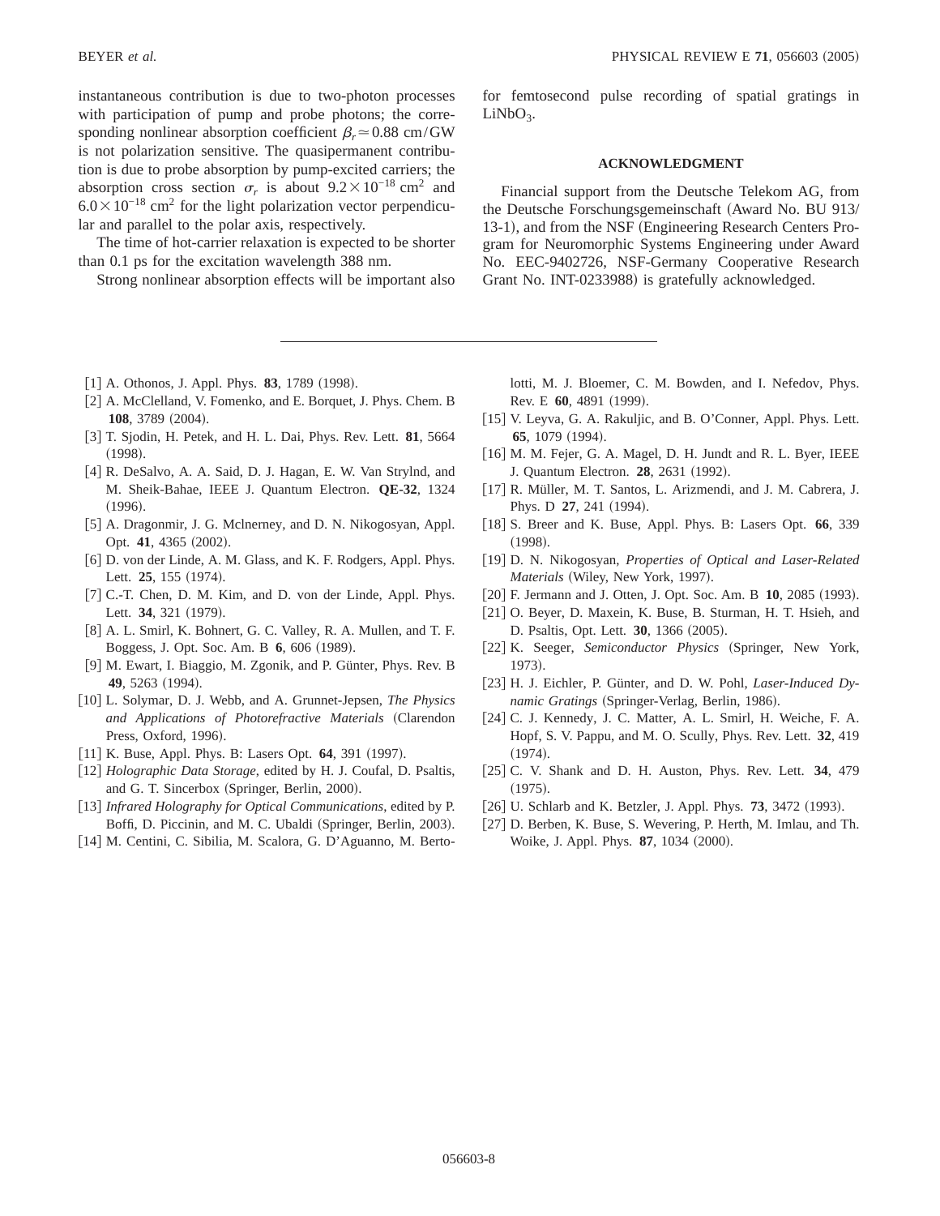instantaneous contribution is due to two-photon processes with participation of pump and probe photons; the corresponding nonlinear absorption coefficient $\beta_r \simeq 0.88$ cm/GW is not polarization sensitive. The quasipermanent contribution is due to probe absorption by pump-excited carriers; the absorption cross section $\sigma_r$ is about $9.2 \times 10^{-18}$ cm$^2$ and $6.0 \times 10^{-18}$ cm$^2$ for the light polarization vector perpendicular and parallel to the polar axis, respectively.

The time of hot-carrier relaxation is expected to be shorter than 0.1 ps for the excitation wavelength 388 nm.

Strong nonlinear absorption effects will be important also for femtosecond pulse recording of spatial gratings in $LiNbO_3$.

## ACKNOWLEDGMENT

Financial support from the Deutsche Telekom AG, from the Deutsche Forschungsgemeinschaft (Award No. BU 913/13-1), and from the NSF (Engineering Research Centers Program for Neuromorphic Systems Engineering under Award No. EEC-9402726, NSF-Germany Cooperative Research Grant No. INT-0233988) is gratefully acknowledged.

---

[1] A. Othonos, J. Appl. Phys. **83**, 1789 (1998).
[2] A. McClelland, V. Fomenko, and E. Borquet, J. Phys. Chem. B **108**, 3789 (2004).
[3] T. Sjodin, H. Petek, and H. L. Dai, Phys. Rev. Lett. **81**, 5664 (1998).
[4] R. DeSalvo, A. A. Said, D. J. Hagan, E. W. Van Strylnd, and M. Sheik-Bahae, IEEE J. Quantum Electron. **QE-32**, 1324 (1996).
[5] A. Dragonmir, J. G. Mclnerney, and D. N. Nikogosyan, Appl. Opt. **41**, 4365 (2002).
[6] D. von der Linde, A. M. Glass, and K. F. Rodgers, Appl. Phys. Lett. **25**, 155 (1974).
[7] C.-T. Chen, D. M. Kim, and D. von der Linde, Appl. Phys. Lett. **34**, 321 (1979).
[8] A. L. Smirl, K. Bohnert, G. C. Valley, R. A. Mullen, and T. F. Boggess, J. Opt. Soc. Am. B **6**, 606 (1989).
[9] M. Ewart, I. Biaggio, M. Zgonik, and P. Günter, Phys. Rev. B **49**, 5263 (1994).
[10] L. Solymar, D. J. Webb, and A. Grunnet-Jepsen, *The Physics and Applications of Photorefractive Materials* (Clarendon Press, Oxford, 1996).
[11] K. Buse, Appl. Phys. B: Lasers Opt. **64**, 391 (1997).
[12] *Holographic Data Storage*, edited by H. J. Coufal, D. Psaltis, and G. T. Sincerbox (Springer, Berlin, 2000).
[13] *Infrared Holography for Optical Communications*, edited by P. Boffi, D. Piccinin, and M. C. Ubaldi (Springer, Berlin, 2003).
[14] M. Centini, C. Sibilia, M. Scalora, G. D'Aguanno, M. Bertolotti, M. J. Bloemer, C. M. Bowden, and I. Nefedov, Phys. Rev. E **60**, 4891 (1999).
[15] V. Leyva, G. A. Rakuljic, and B. O'Conner, Appl. Phys. Lett. **65**, 1079 (1994).
[16] M. M. Fejer, G. A. Magel, D. H. Jundt and R. L. Byer, IEEE J. Quantum Electron. **28**, 2631 (1992).
[17] R. Müller, M. T. Santos, L. Arizmendi, and J. M. Cabrera, J. Phys. D **27**, 241 (1994).
[18] S. Breer and K. Buse, Appl. Phys. B: Lasers Opt. **66**, 339 (1998).
[19] D. N. Nikogosyan, *Properties of Optical and Laser-Related Materials* (Wiley, New York, 1997).
[20] F. Jermann and J. Otten, J. Opt. Soc. Am. B **10**, 2085 (1993).
[21] O. Beyer, D. Maxein, K. Buse, B. Sturman, H. T. Hsieh, and D. Psaltis, Opt. Lett. **30**, 1366 (2005).
[22] K. Seeger, *Semiconductor Physics* (Springer, New York, 1973).
[23] H. J. Eichler, P. Günter, and D. W. Pohl, *Laser-Induced Dynamic Gratings* (Springer-Verlag, Berlin, 1986).
[24] C. J. Kennedy, J. C. Matter, A. L. Smirl, H. Weiche, F. A. Hopf, S. V. Pappu, and M. O. Scully, Phys. Rev. Lett. **32**, 419 (1974).
[25] C. V. Shank and D. H. Auston, Phys. Rev. Lett. **34**, 479 (1975).
[26] U. Schlarb and K. Betzler, J. Appl. Phys. **73**, 3472 (1993).
[27] D. Berben, K. Buse, S. Wevering, P. Herth, M. Imlau, and Th. Woike, J. Appl. Phys. **87**, 1034 (2000).